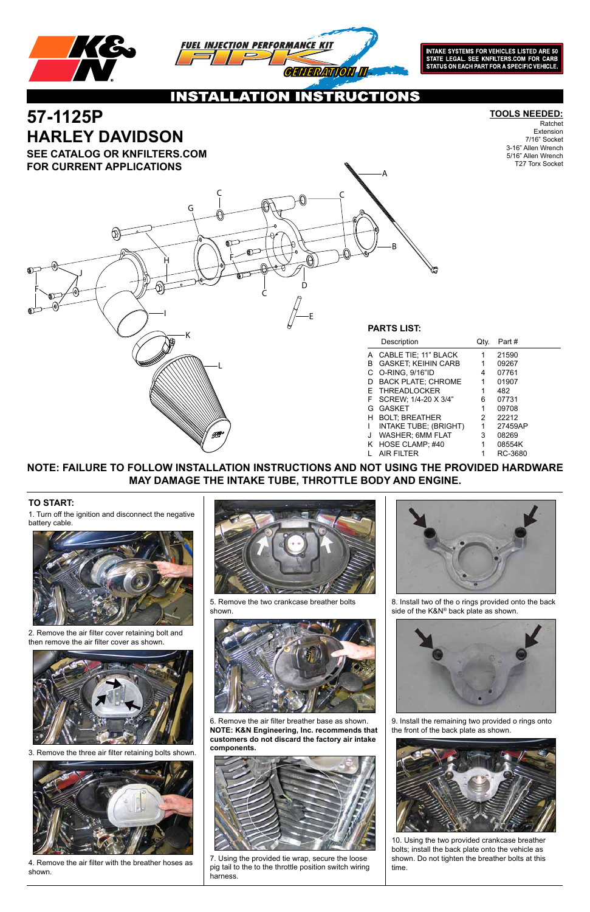K&N

FUEL INJECTION PERFORMANCE KIT FIPK GENERATION II

INTAKE SYSTEMS FOR VEHICLES LISTED ARE 50 STATE LEGAL. SEE KNFILTERS.COM FOR CARB STATUS ON EACH PART FOR A SPECIFIC VEHICLE.

# INSTALLATION INSTRUCTIONS

# 57-1125P
# HARLEY DAVIDSON

### SEE CATALOG OR KNFILTERS.COM FOR CURRENT APPLICATIONS

**TOOLS NEEDED:**
- Ratchet
- Extension
- 7/16" Socket
- 3-16" Allen Wrench
- 5/16" Allen Wrench
- T27 Torx Socket

**PARTS LIST:**

| | Description | Qty. | Part # |
|---|---|---|---|
| A | CABLE TIE; 11" BLACK | 1 | 21590 |
| B | GASKET; KEIHIN CARB | 1 | 09267 |
| C | O-RING, 9/16"ID | 4 | 07761 |
| D | BACK PLATE; CHROME | 1 | 01907 |
| E | THREADLOCKER | 1 | 482 |
| F | SCREW; 1/4-20 X 3/4" | 6 | 07731 |
| G | GASKET | 1 | 09708 |
| H | BOLT; BREATHER | 2 | 22212 |
| I | INTAKE TUBE; (BRIGHT) | 1 | 27459AP |
| J | WASHER; 6MM FLAT | 3 | 08269 |
| K | HOSE CLAMP; #40 | 1 | 08554K |
| L | AIR FILTER | 1 | RC-3680 |

**NOTE: FAILURE TO FOLLOW INSTALLATION INSTRUCTIONS AND NOT USING THE PROVIDED HARDWARE MAY DAMAGE THE INTAKE TUBE, THROTTLE BODY AND ENGINE.**

**TO START:**

1. Turn off the ignition and disconnect the negative battery cable.

2. Remove the air filter cover retaining bolt and then remove the air filter cover as shown.

3. Remove the three air filter retaining bolts shown.

4. Remove the air filter with the breather hoses as shown.

5. Remove the two crankcase breather bolts shown.

6. Remove the air filter breather base as shown. **NOTE: K&N Engineering, Inc. recommends that customers do not discard the factory air intake components.**

7. Using the provided tie wrap, secure the loose pig tail to the to the throttle position switch wiring harness.

8. Install two of the o rings provided onto the back side of the K&N® back plate as shown.

9. Install the remaining two provided o rings onto the front of the back plate as shown.

10. Using the two provided crankcase breather bolts; install the back plate onto the vehicle as shown. Do not tighten the breather bolts at this time.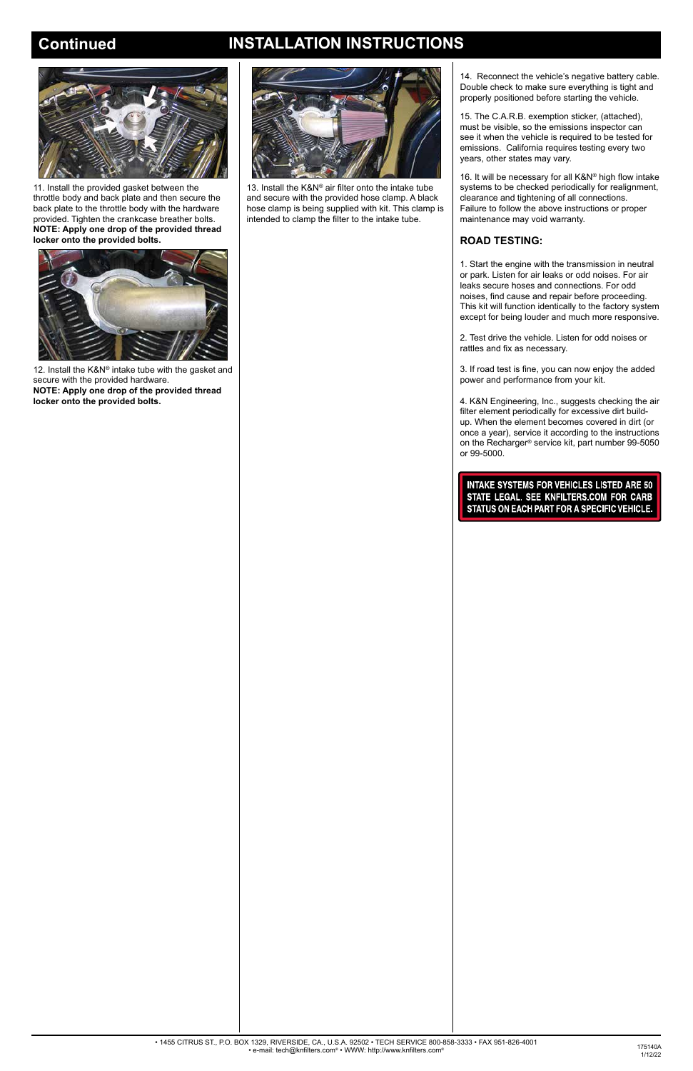## Continued

# INSTALLATION INSTRUCTIONS

11. Install the provided gasket between the throttle body and back plate and then secure the back plate to the throttle body with the hardware provided. Tighten the crankcase breather bolts.
**NOTE: Apply one drop of the provided thread locker onto the provided bolts.**

12. Install the K&N® intake tube with the gasket and secure with the provided hardware.
**NOTE: Apply one drop of the provided thread locker onto the provided bolts.**

13. Install the K&N® air filter onto the intake tube and secure with the provided hose clamp. A black hose clamp is being supplied with kit. This clamp is intended to clamp the filter to the intake tube.

14. Reconnect the vehicle's negative battery cable. Double check to make sure everything is tight and properly positioned before starting the vehicle.

15. The C.A.R.B. exemption sticker, (attached), must be visible, so the emissions inspector can see it when the vehicle is required to be tested for emissions. California requires testing every two years, other states may vary.

16. It will be necessary for all K&N® high flow intake systems to be checked periodically for realignment, clearance and tightening of all connections. Failure to follow the above instructions or proper maintenance may void warranty.

### ROAD TESTING:

1. Start the engine with the transmission in neutral or park. Listen for air leaks or odd noises. For air leaks secure hoses and connections. For odd noises, find cause and repair before proceeding. This kit will function identically to the factory system except for being louder and much more responsive.

2. Test drive the vehicle. Listen for odd noises or rattles and fix as necessary.

3. If road test is fine, you can now enjoy the added power and performance from your kit.

4. K&N Engineering, Inc., suggests checking the air filter element periodically for excessive dirt build-up. When the element becomes covered in dirt (or once a year), service it according to the instructions on the Recharger® service kit, part number 99-5050 or 99-5000.

**INTAKE SYSTEMS FOR VEHICLES LISTED ARE 50 STATE LEGAL. SEE KNFILTERS.COM FOR CARB STATUS ON EACH PART FOR A SPECIFIC VEHICLE.**

• 1455 CITRUS ST., P.O. BOX 1329, RIVERSIDE, CA., U.S.A. 92502 • TECH SERVICE 800-858-3333 • FAX 951-826-4001
• e-mail: tech@knfilters.com® • WWW: http://www.knfilters.com®

175140A
1/12/22